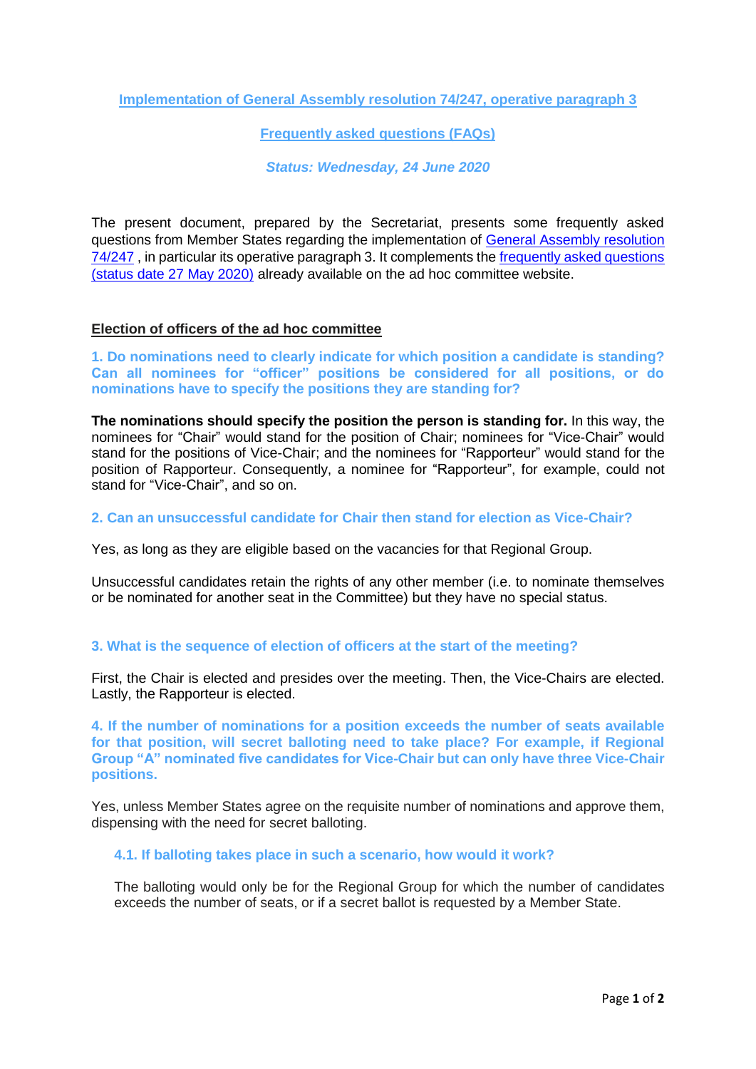**Implementation of General Assembly resolution 74/247, operative paragraph 3**

**Frequently asked questions (FAQs)**

***Status: Wednesday, 24 June 2020***

The present document, prepared by the Secretariat, presents some frequently asked questions from Member States regarding the implementation of General Assembly resolution 74/247 , in particular its operative paragraph 3. It complements the frequently asked questions (status date 27 May 2020) already available on the ad hoc committee website.

## Election of officers of the ad hoc committee

### 1. Do nominations need to clearly indicate for which position a candidate is standing? Can all nominees for "officer" positions be considered for all positions, or do nominations have to specify the positions they are standing for?

**The nominations should specify the position the person is standing for.** In this way, the nominees for "Chair" would stand for the position of Chair; nominees for "Vice-Chair" would stand for the positions of Vice-Chair; and the nominees for "Rapporteur" would stand for the position of Rapporteur. Consequently, a nominee for "Rapporteur", for example, could not stand for "Vice-Chair", and so on.

### 2. Can an unsuccessful candidate for Chair then stand for election as Vice-Chair?

Yes, as long as they are eligible based on the vacancies for that Regional Group.

Unsuccessful candidates retain the rights of any other member (i.e. to nominate themselves or be nominated for another seat in the Committee) but they have no special status.

### 3. What is the sequence of election of officers at the start of the meeting?

First, the Chair is elected and presides over the meeting. Then, the Vice-Chairs are elected. Lastly, the Rapporteur is elected.

### 4. If the number of nominations for a position exceeds the number of seats available for that position, will secret balloting need to take place? For example, if Regional Group "A" nominated five candidates for Vice-Chair but can only have three Vice-Chair positions.

Yes, unless Member States agree on the requisite number of nominations and approve them, dispensing with the need for secret balloting.

#### 4.1. If balloting takes place in such a scenario, how would it work?

The balloting would only be for the Regional Group for which the number of candidates exceeds the number of seats, or if a secret ballot is requested by a Member State.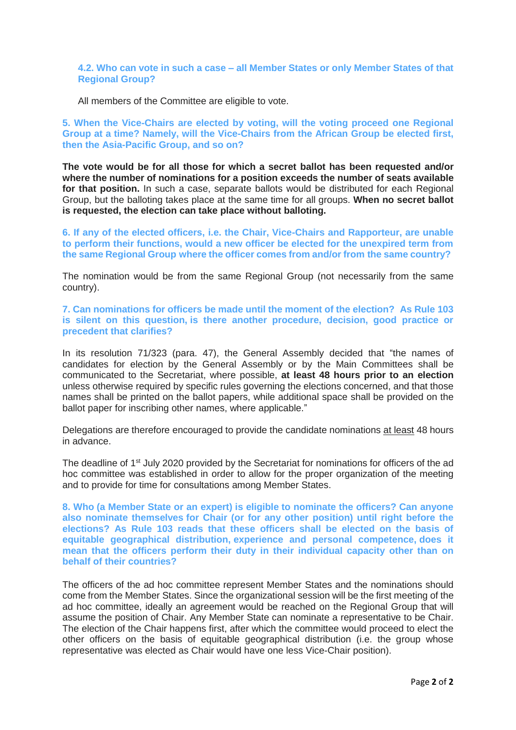**4.2. Who can vote in such a case – all Member States or only Member States of that Regional Group?**

All members of the Committee are eligible to vote.

**5. When the Vice-Chairs are elected by voting, will the voting proceed one Regional Group at a time? Namely, will the Vice-Chairs from the African Group be elected first, then the Asia-Pacific Group, and so on?**

**The vote would be for all those for which a secret ballot has been requested and/or where the number of nominations for a position exceeds the number of seats available for that position.** In such a case, separate ballots would be distributed for each Regional Group, but the balloting takes place at the same time for all groups. **When no secret ballot is requested, the election can take place without balloting.**

**6. If any of the elected officers, i.e. the Chair, Vice-Chairs and Rapporteur, are unable to perform their functions, would a new officer be elected for the unexpired term from the same Regional Group where the officer comes from and/or from the same country?**

The nomination would be from the same Regional Group (not necessarily from the same country).

**7. Can nominations for officers be made until the moment of the election? As Rule 103 is silent on this question, is there another procedure, decision, good practice or precedent that clarifies?**

In its resolution 71/323 (para. 47), the General Assembly decided that "the names of candidates for election by the General Assembly or by the Main Committees shall be communicated to the Secretariat, where possible, **at least 48 hours prior to an election** unless otherwise required by specific rules governing the elections concerned, and that those names shall be printed on the ballot papers, while additional space shall be provided on the ballot paper for inscribing other names, where applicable."

Delegations are therefore encouraged to provide the candidate nominations at least 48 hours in advance.

The deadline of 1st July 2020 provided by the Secretariat for nominations for officers of the ad hoc committee was established in order to allow for the proper organization of the meeting and to provide for time for consultations among Member States.

**8. Who (a Member State or an expert) is eligible to nominate the officers? Can anyone also nominate themselves for Chair (or for any other position) until right before the elections? As Rule 103 reads that these officers shall be elected on the basis of equitable geographical distribution, experience and personal competence, does it mean that the officers perform their duty in their individual capacity other than on behalf of their countries?**

The officers of the ad hoc committee represent Member States and the nominations should come from the Member States. Since the organizational session will be the first meeting of the ad hoc committee, ideally an agreement would be reached on the Regional Group that will assume the position of Chair. Any Member State can nominate a representative to be Chair. The election of the Chair happens first, after which the committee would proceed to elect the other officers on the basis of equitable geographical distribution (i.e. the group whose representative was elected as Chair would have one less Vice-Chair position).